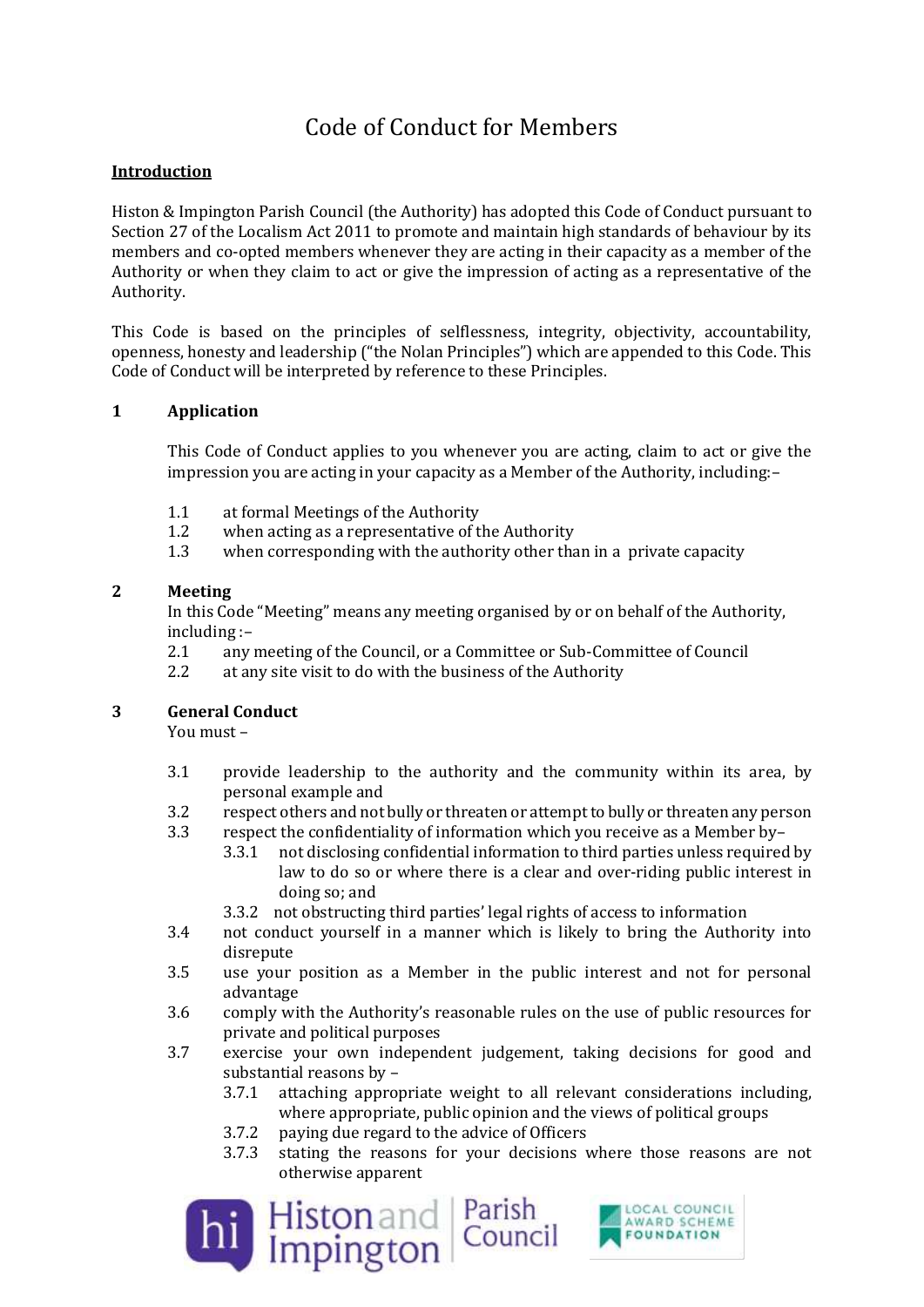# Code of Conduct for Members

**Introduction**

Histon & Impington Parish Council (the Authority) has adopted this Code of Conduct pursuant to Section 27 of the Localism Act 2011 to promote and maintain high standards of behaviour by its members and co-opted members whenever they are acting in their capacity as a member of the Authority or when they claim to act or give the impression of acting as a representative of the Authority.

This Code is based on the principles of selflessness, integrity, objectivity, accountability, openness, honesty and leadership ("the Nolan Principles") which are appended to this Code. This Code of Conduct will be interpreted by reference to these Principles.

## 1 Application

This Code of Conduct applies to you whenever you are acting, claim to act or give the impression you are acting in your capacity as a Member of the Authority, including:–

- 1.1 at formal Meetings of the Authority
- 1.2 when acting as a representative of the Authority
- 1.3 when corresponding with the authority other than in a private capacity

## 2 Meeting

In this Code "Meeting" means any meeting organised by or on behalf of the Authority, including :–

- 2.1 any meeting of the Council, or a Committee or Sub-Committee of Council
- 2.2 at any site visit to do with the business of the Authority

## 3 General Conduct

You must –

- 3.1 provide leadership to the authority and the community within its area, by personal example and
- 3.2 respect others and not bully or threaten or attempt to bully or threaten any person
- 3.3 respect the confidentiality of information which you receive as a Member by–
  - 3.3.1 not disclosing confidential information to third parties unless required by law to do so or where there is a clear and over-riding public interest in doing so; and
  - 3.3.2 not obstructing third parties' legal rights of access to information
- 3.4 not conduct yourself in a manner which is likely to bring the Authority into disrepute
- 3.5 use your position as a Member in the public interest and not for personal advantage
- 3.6 comply with the Authority's reasonable rules on the use of public resources for private and political purposes
- 3.7 exercise your own independent judgement, taking decisions for good and substantial reasons by –
  - 3.7.1 attaching appropriate weight to all relevant considerations including, where appropriate, public opinion and the views of political groups
  - 3.7.2 paying due regard to the advice of Officers
  - 3.7.3 stating the reasons for your decisions where those reasons are not otherwise apparent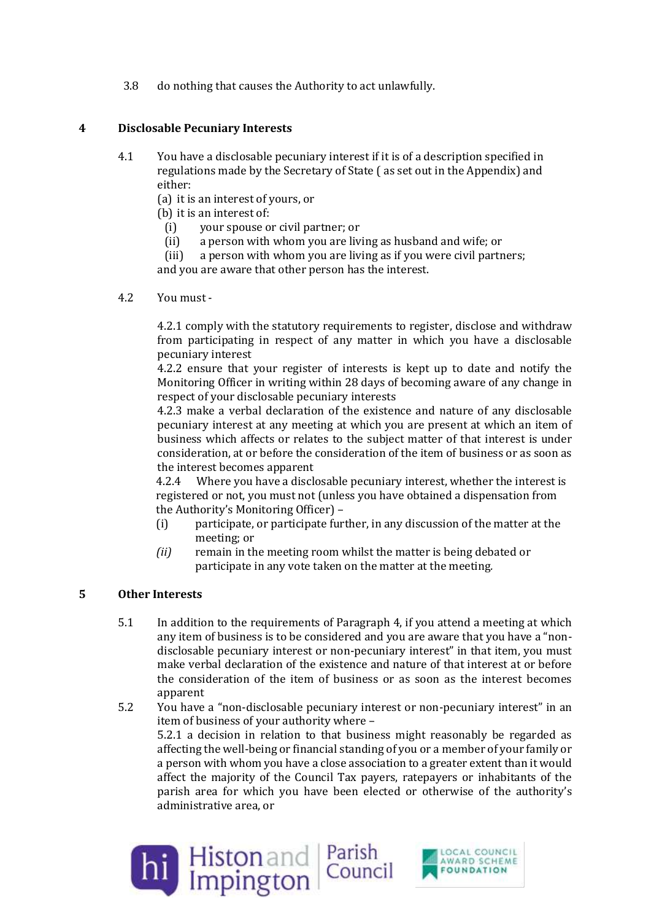3.8 do nothing that causes the Authority to act unlawfully.

## 4 Disclosable Pecuniary Interests

4.1 You have a disclosable pecuniary interest if it is of a description specified in regulations made by the Secretary of State ( as set out in the Appendix) and either:

(a) it is an interest of yours, or

(b) it is an interest of:

(i) your spouse or civil partner; or

(ii) a person with whom you are living as husband and wife; or

(iii) a person with whom you are living as if you were civil partners;

and you are aware that other person has the interest.

4.2 You must -

4.2.1 comply with the statutory requirements to register, disclose and withdraw from participating in respect of any matter in which you have a disclosable pecuniary interest

4.2.2 ensure that your register of interests is kept up to date and notify the Monitoring Officer in writing within 28 days of becoming aware of any change in respect of your disclosable pecuniary interests

4.2.3 make a verbal declaration of the existence and nature of any disclosable pecuniary interest at any meeting at which you are present at which an item of business which affects or relates to the subject matter of that interest is under consideration, at or before the consideration of the item of business or as soon as the interest becomes apparent

4.2.4 Where you have a disclosable pecuniary interest, whether the interest is registered or not, you must not (unless you have obtained a dispensation from the Authority's Monitoring Officer) –

(i) participate, or participate further, in any discussion of the matter at the meeting; or

*(ii)* remain in the meeting room whilst the matter is being debated or participate in any vote taken on the matter at the meeting.

## 5 Other Interests

5.1 In addition to the requirements of Paragraph 4, if you attend a meeting at which any item of business is to be considered and you are aware that you have a "non-disclosable pecuniary interest or non-pecuniary interest" in that item, you must make verbal declaration of the existence and nature of that interest at or before the consideration of the item of business or as soon as the interest becomes apparent

5.2 You have a "non-disclosable pecuniary interest or non-pecuniary interest" in an item of business of your authority where –

5.2.1 a decision in relation to that business might reasonably be regarded as affecting the well-being or financial standing of you or a member of your family or a person with whom you have a close association to a greater extent than it would affect the majority of the Council Tax payers, ratepayers or inhabitants of the parish area for which you have been elected or otherwise of the authority's administrative area, or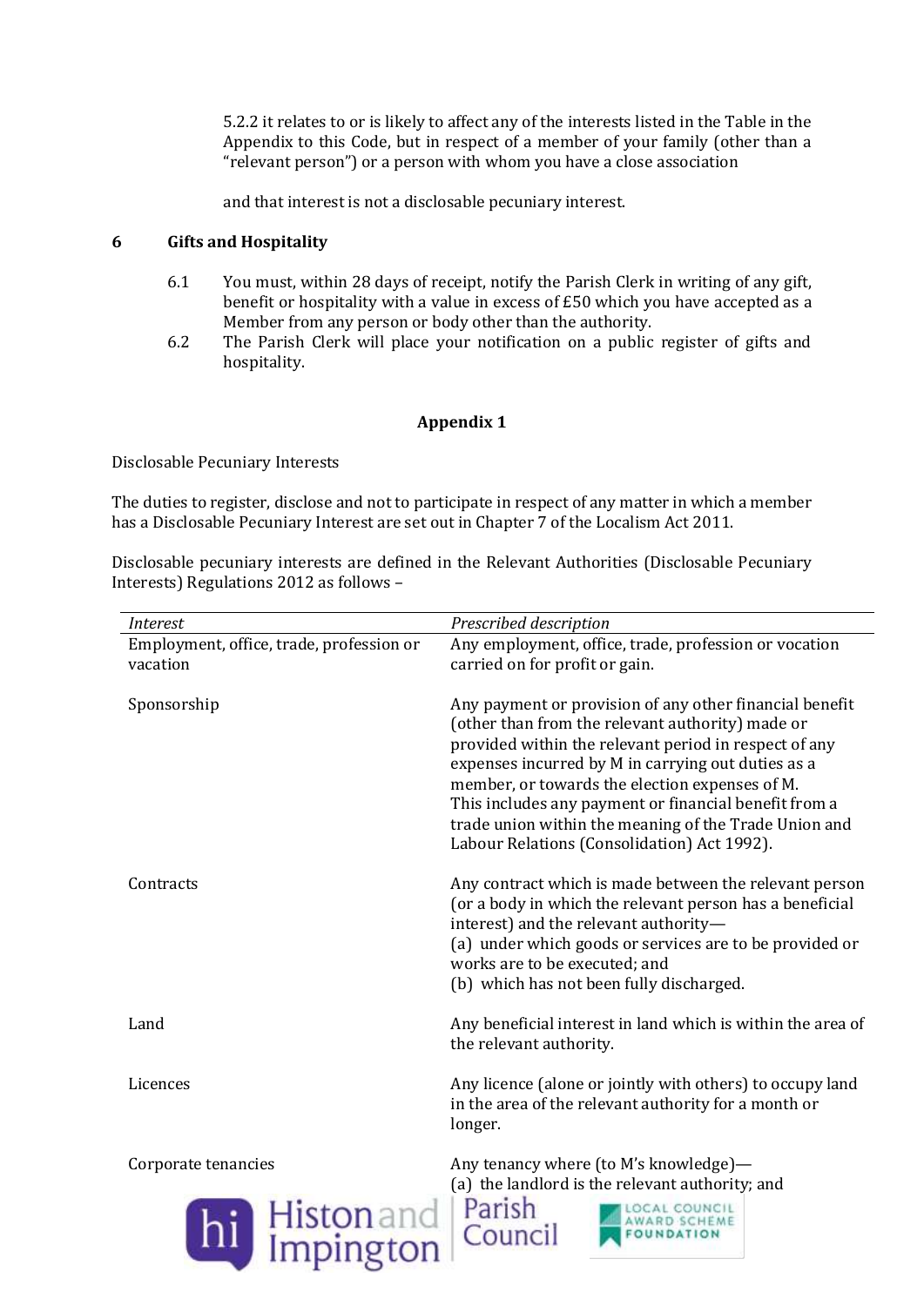5.2.2 it relates to or is likely to affect any of the interests listed in the Table in the Appendix to this Code, but in respect of a member of your family (other than a "relevant person") or a person with whom you have a close association

and that interest is not a disclosable pecuniary interest.

## 6 Gifts and Hospitality

6.1 You must, within 28 days of receipt, notify the Parish Clerk in writing of any gift, benefit or hospitality with a value in excess of £50 which you have accepted as a Member from any person or body other than the authority.

6.2 The Parish Clerk will place your notification on a public register of gifts and hospitality.

## Appendix 1

Disclosable Pecuniary Interests

The duties to register, disclose and not to participate in respect of any matter in which a member has a Disclosable Pecuniary Interest are set out in Chapter 7 of the Localism Act 2011.

Disclosable pecuniary interests are defined in the Relevant Authorities (Disclosable Pecuniary Interests) Regulations 2012 as follows –

| *Interest* | *Prescribed description* |
|---|---|
| Employment, office, trade, profession or vacation | Any employment, office, trade, profession or vocation carried on for profit or gain. |
| Sponsorship | Any payment or provision of any other financial benefit (other than from the relevant authority) made or provided within the relevant period in respect of any expenses incurred by M in carrying out duties as a member, or towards the election expenses of M. This includes any payment or financial benefit from a trade union within the meaning of the Trade Union and Labour Relations (Consolidation) Act 1992). |
| Contracts | Any contract which is made between the relevant person (or a body in which the relevant person has a beneficial interest) and the relevant authority— (a) under which goods or services are to be provided or works are to be executed; and (b) which has not been fully discharged. |
| Land | Any beneficial interest in land which is within the area of the relevant authority. |
| Licences | Any licence (alone or jointly with others) to occupy land in the area of the relevant authority for a month or longer. |
| Corporate tenancies | Any tenancy where (to M's knowledge)— (a) the landlord is the relevant authority; and |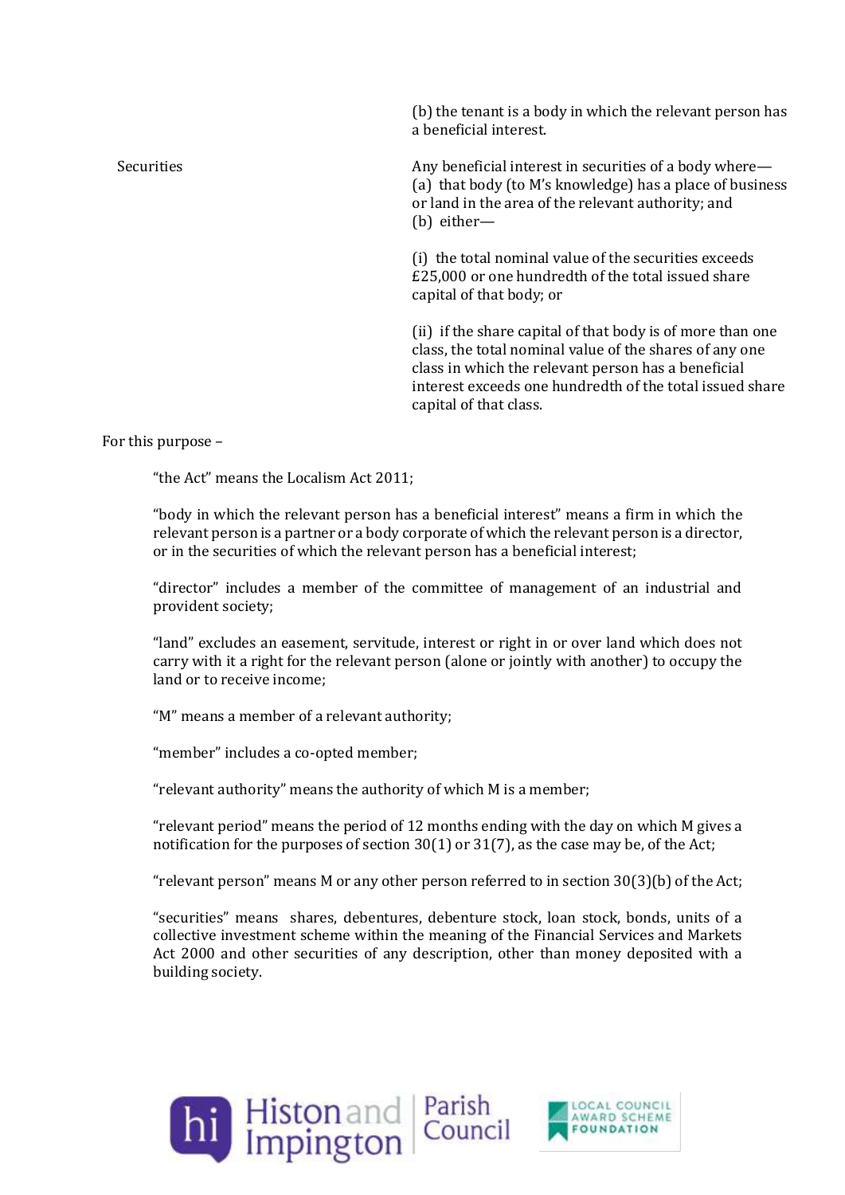| | |
|---|---|
| | (b) the tenant is a body in which the relevant person has a beneficial interest. |
| Securities | Any beneficial interest in securities of a body where—<br>(a) that body (to M's knowledge) has a place of business or land in the area of the relevant authority; and<br>(b) either—<br><br>(i) the total nominal value of the securities exceeds £25,000 or one hundredth of the total issued share capital of that body; or<br><br>(ii) if the share capital of that body is of more than one class, the total nominal value of the shares of any one class in which the relevant person has a beneficial interest exceeds one hundredth of the total issued share capital of that class. |

For this purpose –

"the Act" means the Localism Act 2011;

"body in which the relevant person has a beneficial interest" means a firm in which the relevant person is a partner or a body corporate of which the relevant person is a director, or in the securities of which the relevant person has a beneficial interest;

"director" includes a member of the committee of management of an industrial and provident society;

"land" excludes an easement, servitude, interest or right in or over land which does not carry with it a right for the relevant person (alone or jointly with another) to occupy the land or to receive income;

"M" means a member of a relevant authority;

"member" includes a co-opted member;

"relevant authority" means the authority of which M is a member;

"relevant period" means the period of 12 months ending with the day on which M gives a notification for the purposes of section 30(1) or 31(7), as the case may be, of the Act;

"relevant person" means M or any other person referred to in section 30(3)(b) of the Act;

"securities" means shares, debentures, debenture stock, loan stock, bonds, units of a collective investment scheme within the meaning of the Financial Services and Markets Act 2000 and other securities of any description, other than money deposited with a building society.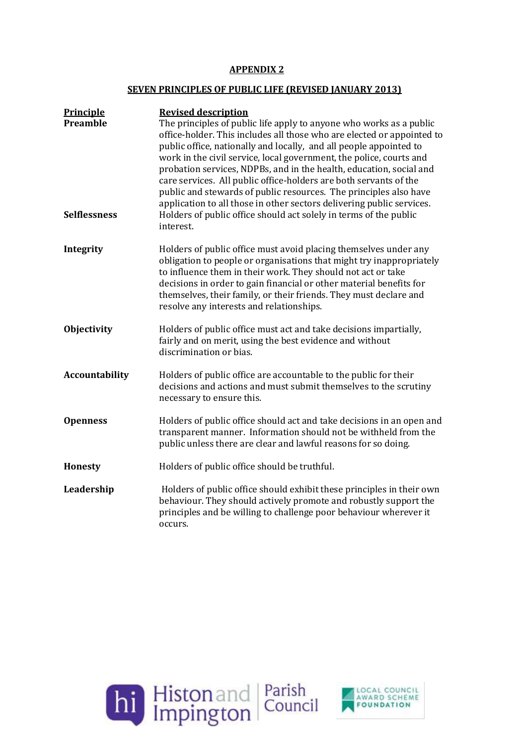## APPENDIX 2

## SEVEN PRINCIPLES OF PUBLIC LIFE (REVISED JANUARY 2013)

| Principle | Revised description |
|---|---|
| **Preamble** | The principles of public life apply to anyone who works as a public office-holder. This includes all those who are elected or appointed to public office, nationally and locally, and all people appointed to work in the civil service, local government, the police, courts and probation services, NDPBs, and in the health, education, social and care services. All public office-holders are both servants of the public and stewards of public resources. The principles also have application to all those in other sectors delivering public services. |
| **Selflessness** | Holders of public office should act solely in terms of the public interest. |
| **Integrity** | Holders of public office must avoid placing themselves under any obligation to people or organisations that might try inappropriately to influence them in their work. They should not act or take decisions in order to gain financial or other material benefits for themselves, their family, or their friends. They must declare and resolve any interests and relationships. |
| **Objectivity** | Holders of public office must act and take decisions impartially, fairly and on merit, using the best evidence and without discrimination or bias. |
| **Accountability** | Holders of public office are accountable to the public for their decisions and actions and must submit themselves to the scrutiny necessary to ensure this. |
| **Openness** | Holders of public office should act and take decisions in an open and transparent manner. Information should not be withheld from the public unless there are clear and lawful reasons for so doing. |
| **Honesty** | Holders of public office should be truthful. |
| **Leadership** | Holders of public office should exhibit these principles in their own behaviour. They should actively promote and robustly support the principles and be willing to challenge poor behaviour wherever it occurs. |